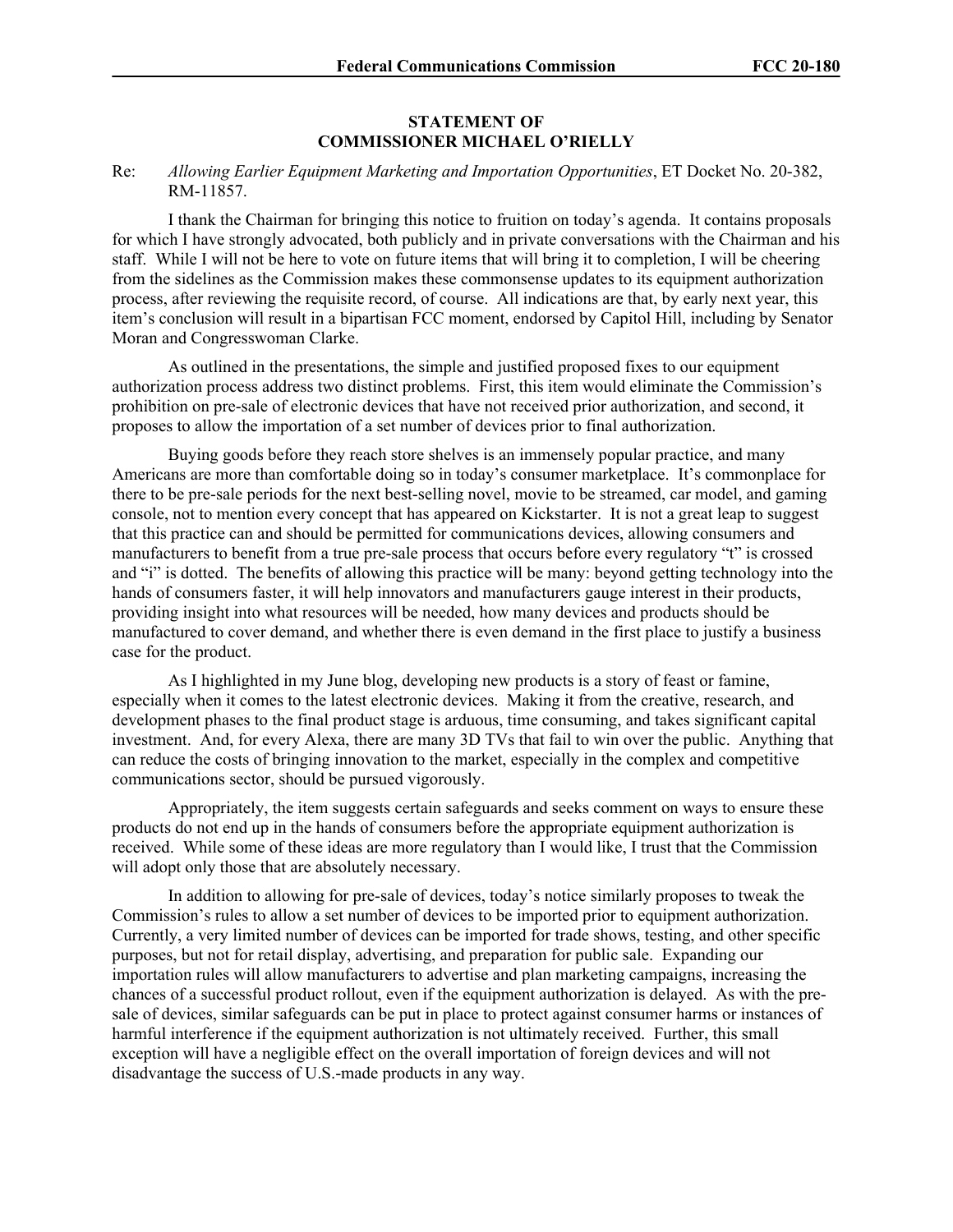**STATEMENT OF**
**COMMISSIONER MICHAEL O'RIELLY**

Re: *Allowing Earlier Equipment Marketing and Importation Opportunities*, ET Docket No. 20-382, RM-11857.

I thank the Chairman for bringing this notice to fruition on today's agenda. It contains proposals for which I have strongly advocated, both publicly and in private conversations with the Chairman and his staff. While I will not be here to vote on future items that will bring it to completion, I will be cheering from the sidelines as the Commission makes these commonsense updates to its equipment authorization process, after reviewing the requisite record, of course. All indications are that, by early next year, this item's conclusion will result in a bipartisan FCC moment, endorsed by Capitol Hill, including by Senator Moran and Congresswoman Clarke.

As outlined in the presentations, the simple and justified proposed fixes to our equipment authorization process address two distinct problems. First, this item would eliminate the Commission's prohibition on pre-sale of electronic devices that have not received prior authorization, and second, it proposes to allow the importation of a set number of devices prior to final authorization.

Buying goods before they reach store shelves is an immensely popular practice, and many Americans are more than comfortable doing so in today's consumer marketplace. It's commonplace for there to be pre-sale periods for the next best-selling novel, movie to be streamed, car model, and gaming console, not to mention every concept that has appeared on Kickstarter. It is not a great leap to suggest that this practice can and should be permitted for communications devices, allowing consumers and manufacturers to benefit from a true pre-sale process that occurs before every regulatory "t" is crossed and "i" is dotted. The benefits of allowing this practice will be many: beyond getting technology into the hands of consumers faster, it will help innovators and manufacturers gauge interest in their products, providing insight into what resources will be needed, how many devices and products should be manufactured to cover demand, and whether there is even demand in the first place to justify a business case for the product.

As I highlighted in my June blog, developing new products is a story of feast or famine, especially when it comes to the latest electronic devices. Making it from the creative, research, and development phases to the final product stage is arduous, time consuming, and takes significant capital investment. And, for every Alexa, there are many 3D TVs that fail to win over the public. Anything that can reduce the costs of bringing innovation to the market, especially in the complex and competitive communications sector, should be pursued vigorously.

Appropriately, the item suggests certain safeguards and seeks comment on ways to ensure these products do not end up in the hands of consumers before the appropriate equipment authorization is received. While some of these ideas are more regulatory than I would like, I trust that the Commission will adopt only those that are absolutely necessary.

In addition to allowing for pre-sale of devices, today's notice similarly proposes to tweak the Commission's rules to allow a set number of devices to be imported prior to equipment authorization. Currently, a very limited number of devices can be imported for trade shows, testing, and other specific purposes, but not for retail display, advertising, and preparation for public sale. Expanding our importation rules will allow manufacturers to advertise and plan marketing campaigns, increasing the chances of a successful product rollout, even if the equipment authorization is delayed. As with the pre-sale of devices, similar safeguards can be put in place to protect against consumer harms or instances of harmful interference if the equipment authorization is not ultimately received. Further, this small exception will have a negligible effect on the overall importation of foreign devices and will not disadvantage the success of U.S.-made products in any way.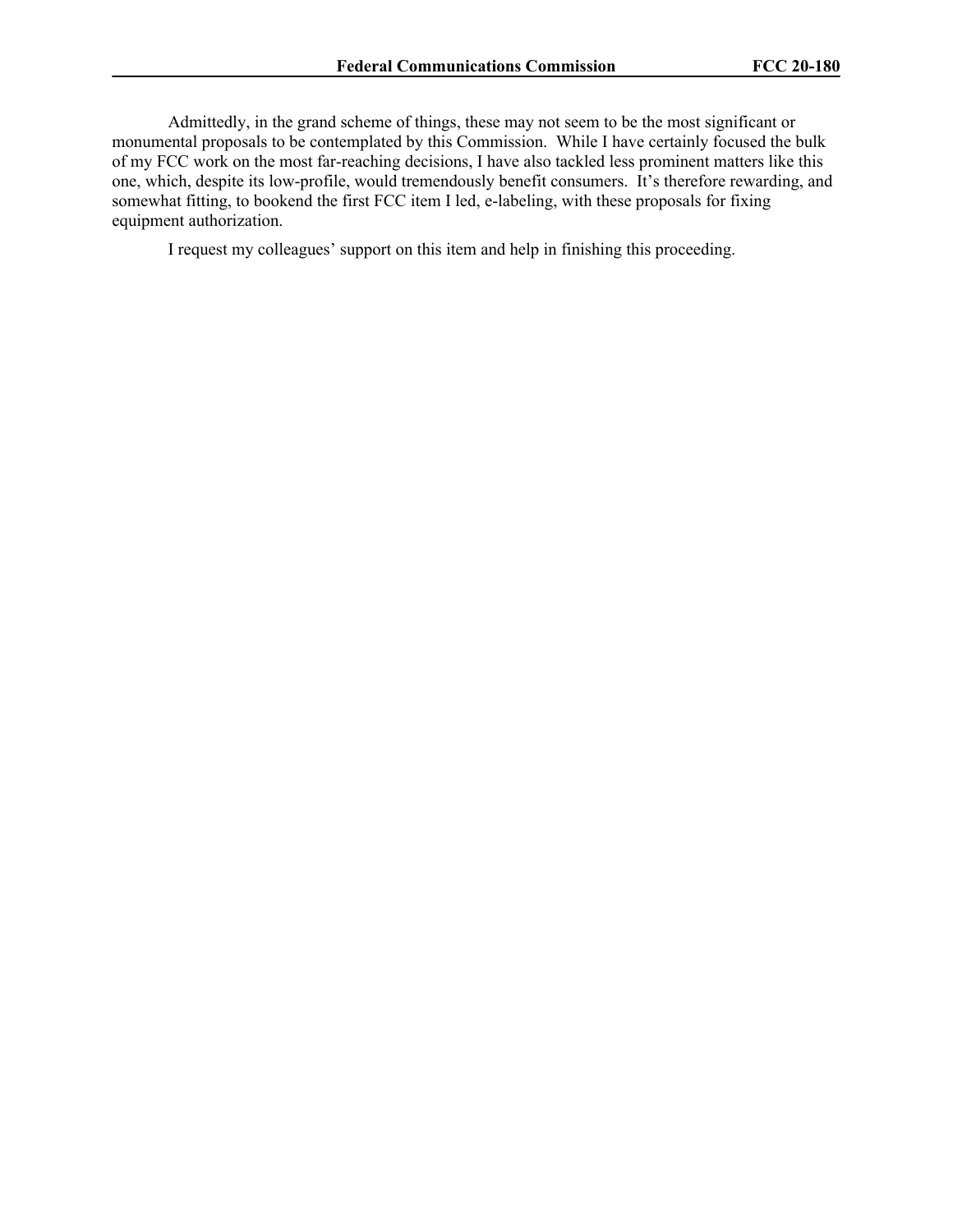Admittedly, in the grand scheme of things, these may not seem to be the most significant or monumental proposals to be contemplated by this Commission. While I have certainly focused the bulk of my FCC work on the most far-reaching decisions, I have also tackled less prominent matters like this one, which, despite its low-profile, would tremendously benefit consumers. It's therefore rewarding, and somewhat fitting, to bookend the first FCC item I led, e-labeling, with these proposals for fixing equipment authorization.

I request my colleagues' support on this item and help in finishing this proceeding.